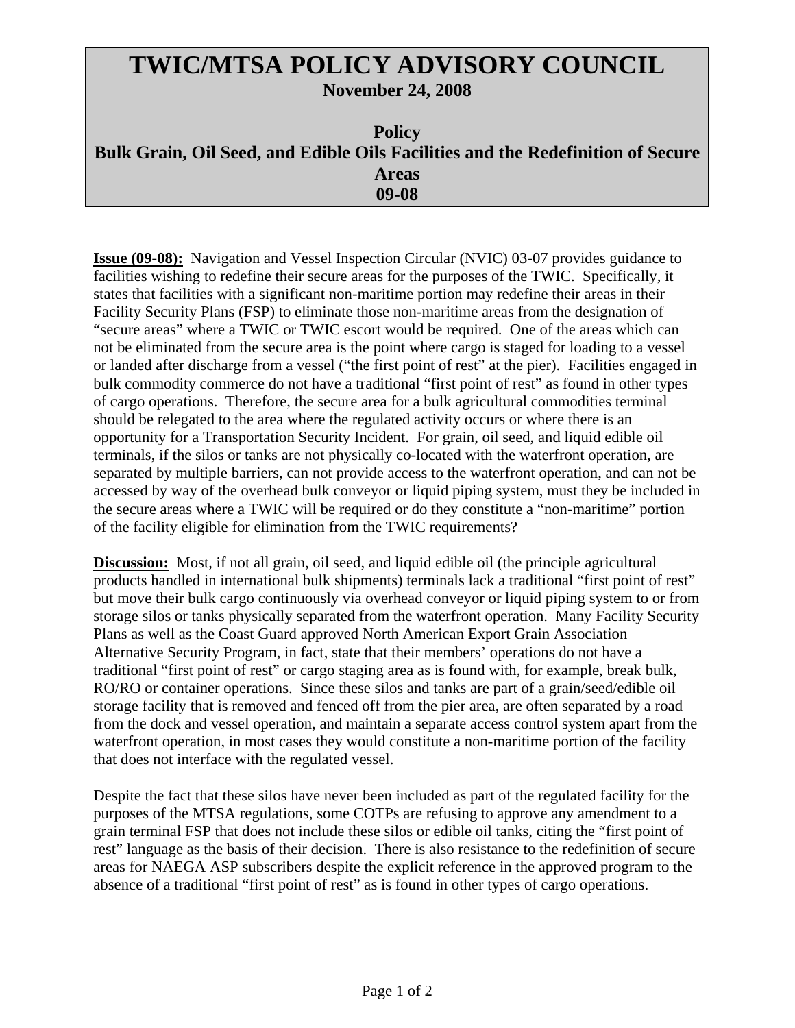# TWIC/MTSA POLICY ADVISORY COUNCIL

**November 24, 2008**

## Policy
## Bulk Grain, Oil Seed, and Edible Oils Facilities and the Redefinition of Secure Areas
## 09-08

**Issue (09-08):** Navigation and Vessel Inspection Circular (NVIC) 03-07 provides guidance to facilities wishing to redefine their secure areas for the purposes of the TWIC. Specifically, it states that facilities with a significant non-maritime portion may redefine their areas in their Facility Security Plans (FSP) to eliminate those non-maritime areas from the designation of "secure areas" where a TWIC or TWIC escort would be required. One of the areas which can not be eliminated from the secure area is the point where cargo is staged for loading to a vessel or landed after discharge from a vessel ("the first point of rest" at the pier). Facilities engaged in bulk commodity commerce do not have a traditional "first point of rest" as found in other types of cargo operations. Therefore, the secure area for a bulk agricultural commodities terminal should be relegated to the area where the regulated activity occurs or where there is an opportunity for a Transportation Security Incident. For grain, oil seed, and liquid edible oil terminals, if the silos or tanks are not physically co-located with the waterfront operation, are separated by multiple barriers, can not provide access to the waterfront operation, and can not be accessed by way of the overhead bulk conveyor or liquid piping system, must they be included in the secure areas where a TWIC will be required or do they constitute a "non-maritime" portion of the facility eligible for elimination from the TWIC requirements?

**Discussion:** Most, if not all grain, oil seed, and liquid edible oil (the principle agricultural products handled in international bulk shipments) terminals lack a traditional "first point of rest" but move their bulk cargo continuously via overhead conveyor or liquid piping system to or from storage silos or tanks physically separated from the waterfront operation. Many Facility Security Plans as well as the Coast Guard approved North American Export Grain Association Alternative Security Program, in fact, state that their members' operations do not have a traditional "first point of rest" or cargo staging area as is found with, for example, break bulk, RO/RO or container operations. Since these silos and tanks are part of a grain/seed/edible oil storage facility that is removed and fenced off from the pier area, are often separated by a road from the dock and vessel operation, and maintain a separate access control system apart from the waterfront operation, in most cases they would constitute a non-maritime portion of the facility that does not interface with the regulated vessel.

Despite the fact that these silos have never been included as part of the regulated facility for the purposes of the MTSA regulations, some COTPs are refusing to approve any amendment to a grain terminal FSP that does not include these silos or edible oil tanks, citing the "first point of rest" language as the basis of their decision. There is also resistance to the redefinition of secure areas for NAEGA ASP subscribers despite the explicit reference in the approved program to the absence of a traditional "first point of rest" as is found in other types of cargo operations.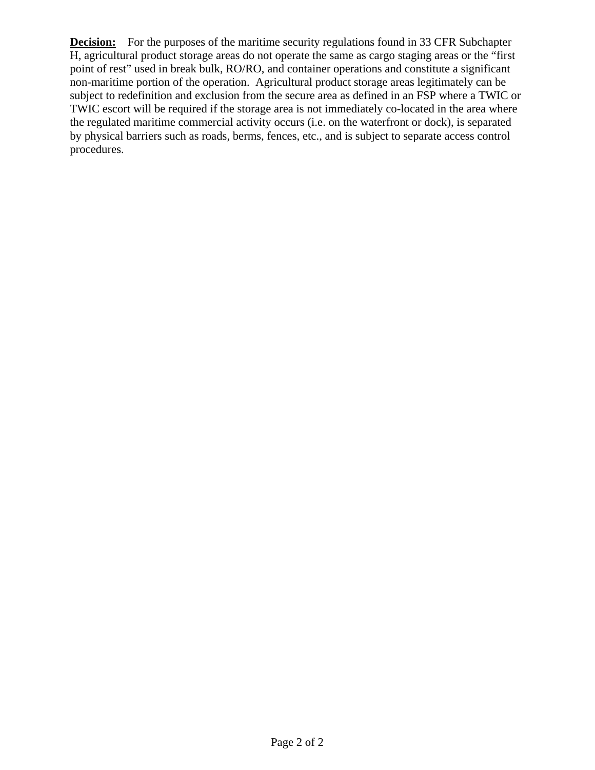**<u>Decision:</u>** For the purposes of the maritime security regulations found in 33 CFR Subchapter H, agricultural product storage areas do not operate the same as cargo staging areas or the "first point of rest" used in break bulk, RO/RO, and container operations and constitute a significant non-maritime portion of the operation. Agricultural product storage areas legitimately can be subject to redefinition and exclusion from the secure area as defined in an FSP where a TWIC or TWIC escort will be required if the storage area is not immediately co-located in the area where the regulated maritime commercial activity occurs (i.e. on the waterfront or dock), is separated by physical barriers such as roads, berms, fences, etc., and is subject to separate access control procedures.